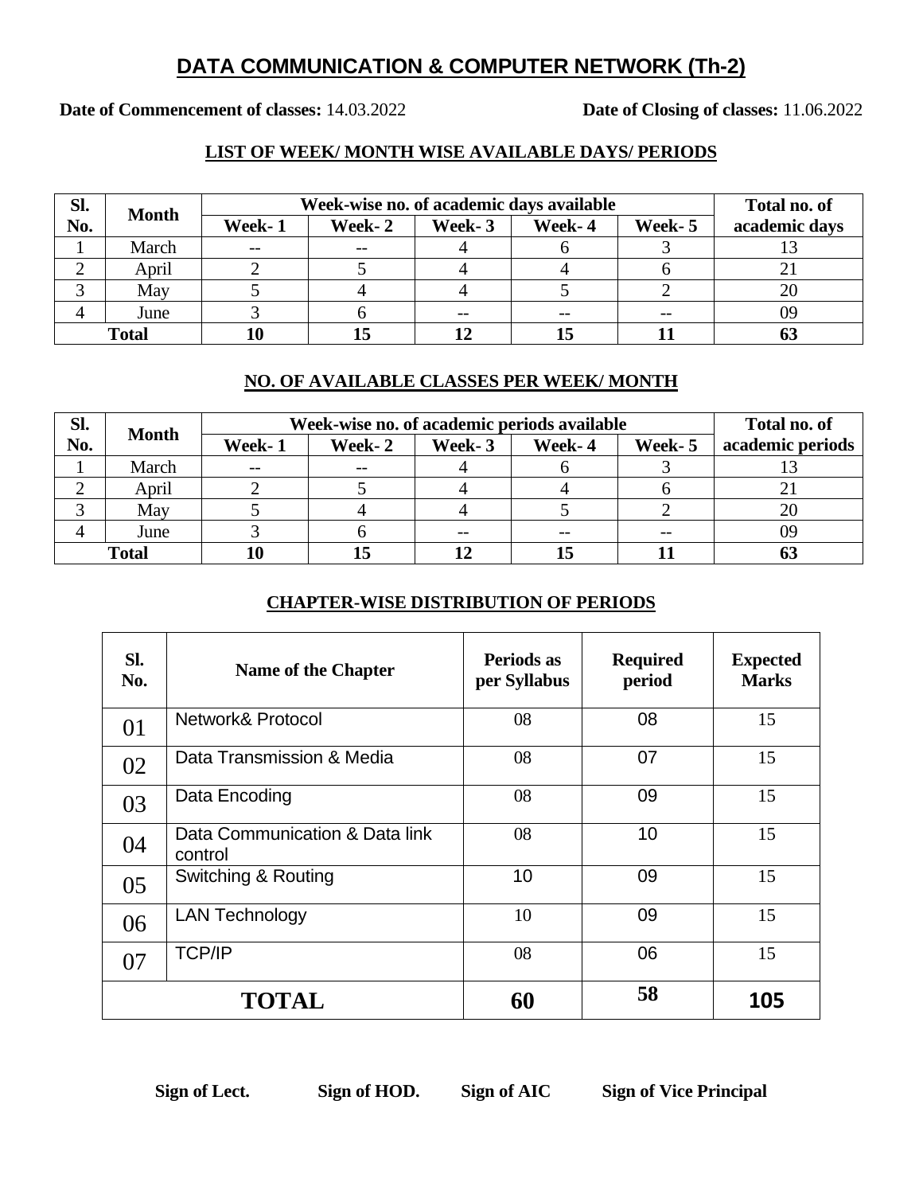# DATA COMMUNICATION & COMPUTER NETWORK (Th-2)

**Date of Commencement of classes:** 14.03.2022 **Date of Closing of classes:** 11.06.2022

## LIST OF WEEK/ MONTH WISE AVAILABLE DAYS/ PERIODS

| Sl. No. | Month | Week-wise no. of academic days available | | | | | Total no. of academic days |
|---|---|---|---|---|---|---|---|
| | | Week- 1 | Week- 2 | Week- 3 | Week- 4 | Week- 5 | |
| 1 | March | -- | -- | 4 | 6 | 3 | 13 |
| 2 | April | 2 | 5 | 4 | 4 | 6 | 21 |
| 3 | May | 5 | 4 | 4 | 5 | 2 | 20 |
| 4 | June | 3 | 6 | -- | -- | -- | 09 |
| **Total** | | **10** | **15** | **12** | **15** | **11** | **63** |

## NO. OF AVAILABLE CLASSES PER WEEK/ MONTH

| Sl. No. | Month | Week-wise no. of academic periods available | | | | | Total no. of academic periods |
|---|---|---|---|---|---|---|---|
| | | Week- 1 | Week- 2 | Week- 3 | Week- 4 | Week- 5 | |
| 1 | March | -- | -- | 4 | 6 | 3 | 13 |
| 2 | April | 2 | 5 | 4 | 4 | 6 | 21 |
| 3 | May | 5 | 4 | 4 | 5 | 2 | 20 |
| 4 | June | 3 | 6 | -- | -- | -- | 09 |
| **Total** | | **10** | **15** | **12** | **15** | **11** | **63** |

## CHAPTER-WISE DISTRIBUTION OF PERIODS

| Sl. No. | Name of the Chapter | Periods as per Syllabus | Required period | Expected Marks |
|---|---|---|---|---|
| 01 | Network& Protocol | 08 | 08 | 15 |
| 02 | Data Transmission & Media | 08 | 07 | 15 |
| 03 | Data Encoding | 08 | 09 | 15 |
| 04 | Data Communication & Data link control | 08 | 10 | 15 |
| 05 | Switching & Routing | 10 | 09 | 15 |
| 06 | LAN Technology | 10 | 09 | 15 |
| 07 | TCP/IP | 08 | 06 | 15 |
| **TOTAL** | | **60** | **58** | **105** |

**Sign of Lect.** **Sign of HOD.** **Sign of AIC** **Sign of Vice Principal**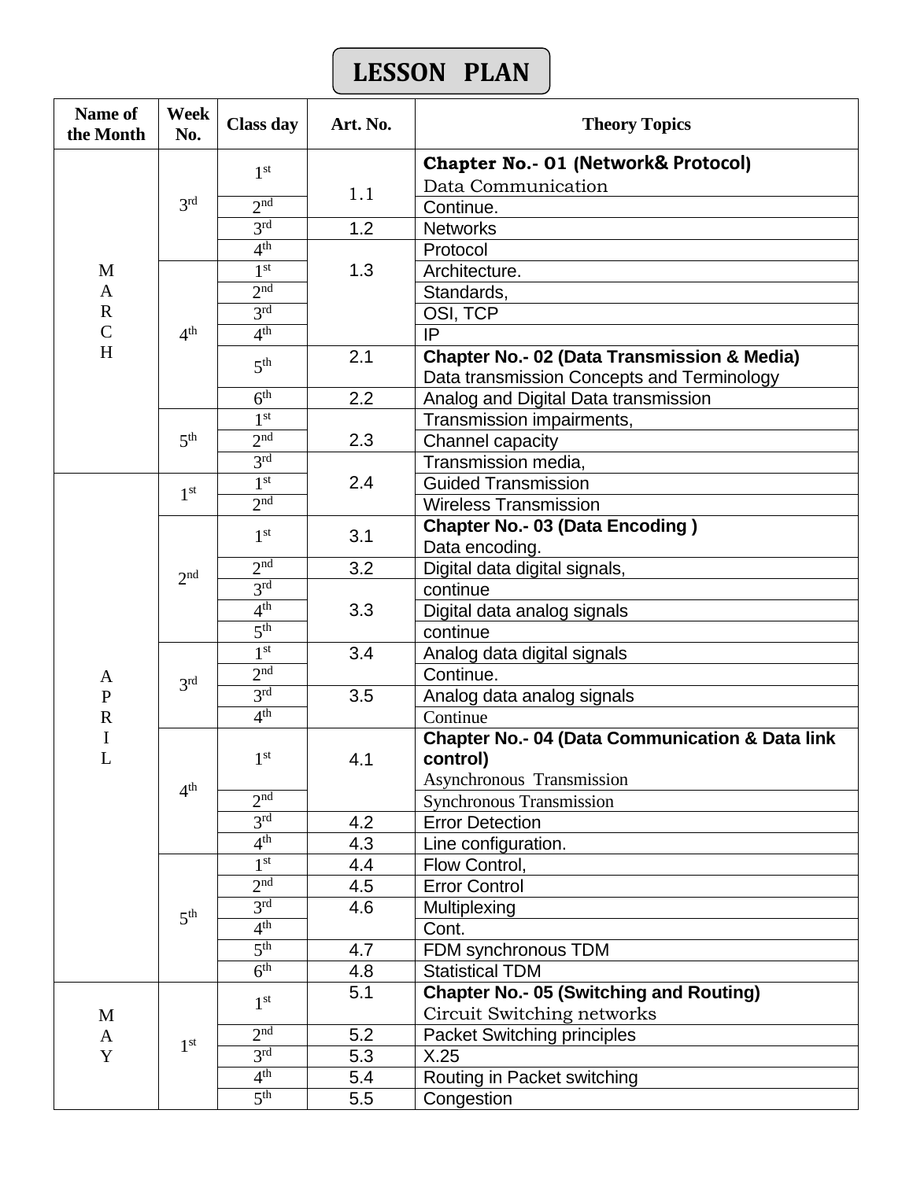# LESSON PLAN

| Name of the Month | Week No. | Class day | Art. No. | Theory Topics |
|---|---|---|---|---|
| MARCH | 3rd | 1st | 1.1 | **Chapter No.- 01 (Network& Protocol)** Data Communication |
| | | 2nd | | Continue. |
| | | 3rd | 1.2 | Networks |
| | | 4th | 1.3 | Protocol |
| | 4th | 1st | | Architecture. |
| | | 2nd | | Standards, |
| | | 3rd | | OSI, TCP |
| | | 4th | | IP |
| | | 5th | 2.1 | **Chapter No.- 02 (Data Transmission & Media)** Data transmission Concepts and Terminology |
| | | 6th | 2.2 | Analog and Digital Data transmission |
| | 5th | 1st | 2.3 | Transmission impairments, |
| | | 2nd | | Channel capacity |
| | | 3rd | 2.4 | Transmission media, |
| APRIL | 1st | 1st | | Guided Transmission |
| | | 2nd | | Wireless Transmission |
| | 2nd | 1st | 3.1 | **Chapter No.- 03 (Data Encoding )** Data encoding. |
| | | 2nd | 3.2 | Digital data digital signals, |
| | | 3rd | 3.3 | continue |
| | | 4th | | Digital data analog signals |
| | | 5th | | continue |
| | 3rd | 1st | 3.4 | Analog data digital signals |
| | | 2nd | | Continue. |
| | | 3rd | 3.5 | Analog data analog signals |
| | | 4th | | Continue |
| | 4th | 1st | 4.1 | **Chapter No.- 04 (Data Communication & Data link control)** Asynchronous Transmission |
| | | 2nd | | Synchronous Transmission |
| | | 3rd | 4.2 | Error Detection |
| | | 4th | 4.3 | Line configuration. |
| | 5th | 1st | 4.4 | Flow Control, |
| | | 2nd | 4.5 | Error Control |
| | | 3rd | 4.6 | Multiplexing |
| | | 4th | | Cont. |
| | | 5th | 4.7 | FDM synchronous TDM |
| | | 6th | 4.8 | Statistical TDM |
| MAY | 1st | 1st | 5.1 | **Chapter No.- 05 (Switching and Routing)** Circuit Switching networks |
| | | 2nd | 5.2 | Packet Switching principles |
| | | 3rd | 5.3 | X.25 |
| | | 4th | 5.4 | Routing in Packet switching |
| | | 5th | 5.5 | Congestion |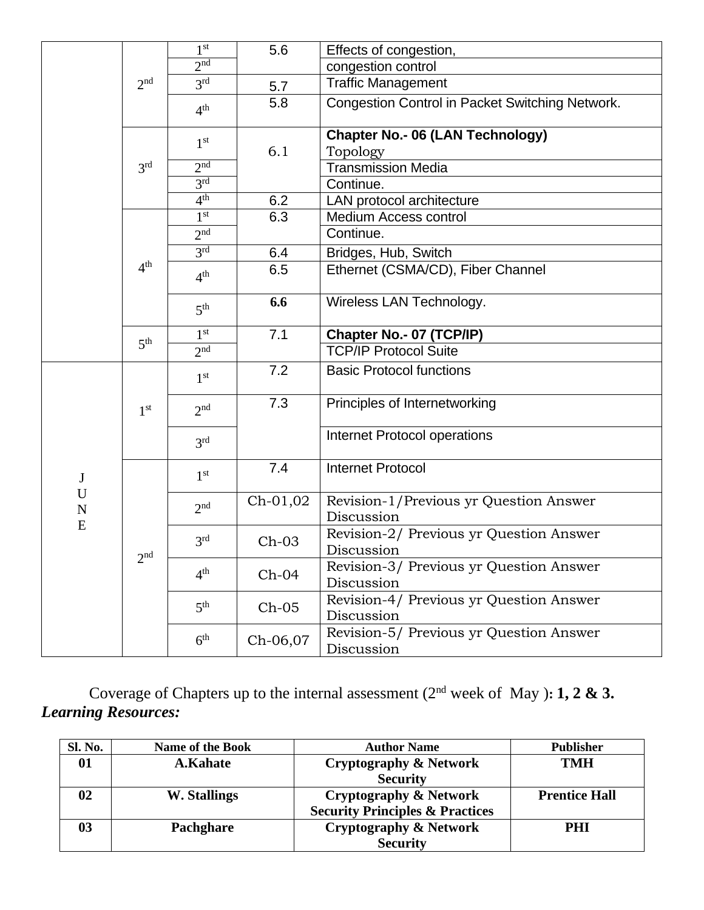| | | | | |
|---|---|---|---|---|
| | 2nd | 1st | 5.6 | Effects of congestion, |
| | | 2nd | | congestion control |
| | | 3rd | 5.7 | Traffic Management |
| | | 4th | 5.8 | Congestion Control in Packet Switching Network. |
| | 3rd | 1st | 6.1 | **Chapter No.- 06 (LAN Technology)** Topology |
| | | 2nd | | Transmission Media |
| | | 3rd | | Continue. |
| | | 4th | 6.2 | LAN protocol architecture |
| | 4th | 1st | 6.3 | Medium Access control |
| | | 2nd | | Continue. |
| | | 3rd | 6.4 | Bridges, Hub, Switch |
| | | 4th | 6.5 | Ethernet (CSMA/CD), Fiber Channel |
| | | 5th | **6.6** | Wireless LAN Technology. |
| | 5th | 1st | 7.1 | **Chapter No.- 07 (TCP/IP)** |
| | | 2nd | | TCP/IP Protocol Suite |
| JUNE | 1st | 1st | 7.2 | Basic Protocol functions |
| | | 2nd | 7.3 | Principles of Internetworking |
| | | 3rd | | Internet Protocol operations |
| | 2nd | 1st | 7.4 | Internet Protocol |
| | | 2nd | Ch-01,02 | Revision-1/Previous yr Question Answer Discussion |
| | | 3rd | Ch-03 | Revision-2/ Previous yr Question Answer Discussion |
| | | 4th | Ch-04 | Revision-3/ Previous yr Question Answer Discussion |
| | | 5th | Ch-05 | Revision-4/ Previous yr Question Answer Discussion |
| | | 6th | Ch-06,07 | Revision-5/ Previous yr Question Answer Discussion |

Coverage of Chapters up to the internal assessment (2nd week of May ): **1, 2 & 3.**

***Learning Resources:***

| Sl. No. | Name of the Book | Author Name | Publisher |
|---|---|---|---|
| **01** | **A.Kahate** | **Cryptography & Network Security** | **TMH** |
| **02** | **W. Stallings** | **Cryptography & Network Security Principles & Practices** | **Prentice Hall** |
| **03** | **Pachghare** | **Cryptography & Network Security** | **PHI** |